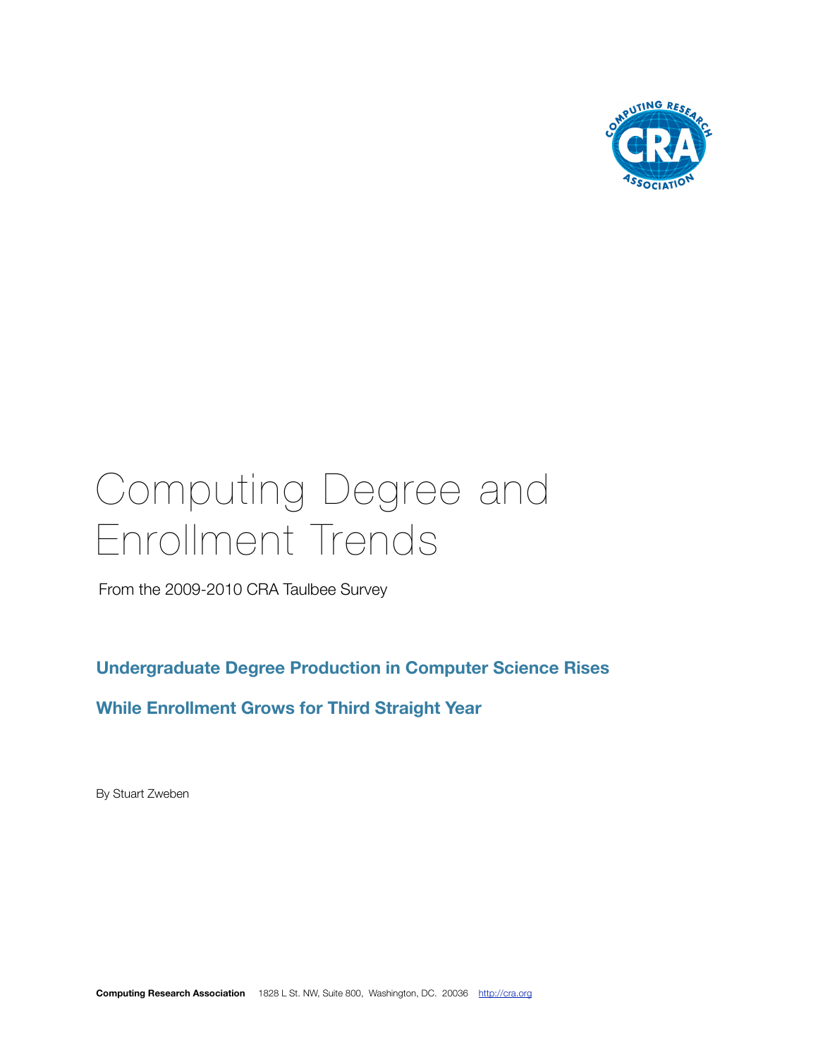# Computing Degree and Enrollment Trends

From the 2009-2010 CRA Taulbee Survey

## Undergraduate Degree Production in Computer Science Rises

## While Enrollment Grows for Third Straight Year

By Stuart Zweben

**Computing Research Association** 1828 L St. NW, Suite 800, Washington, DC. 20036 http://cra.org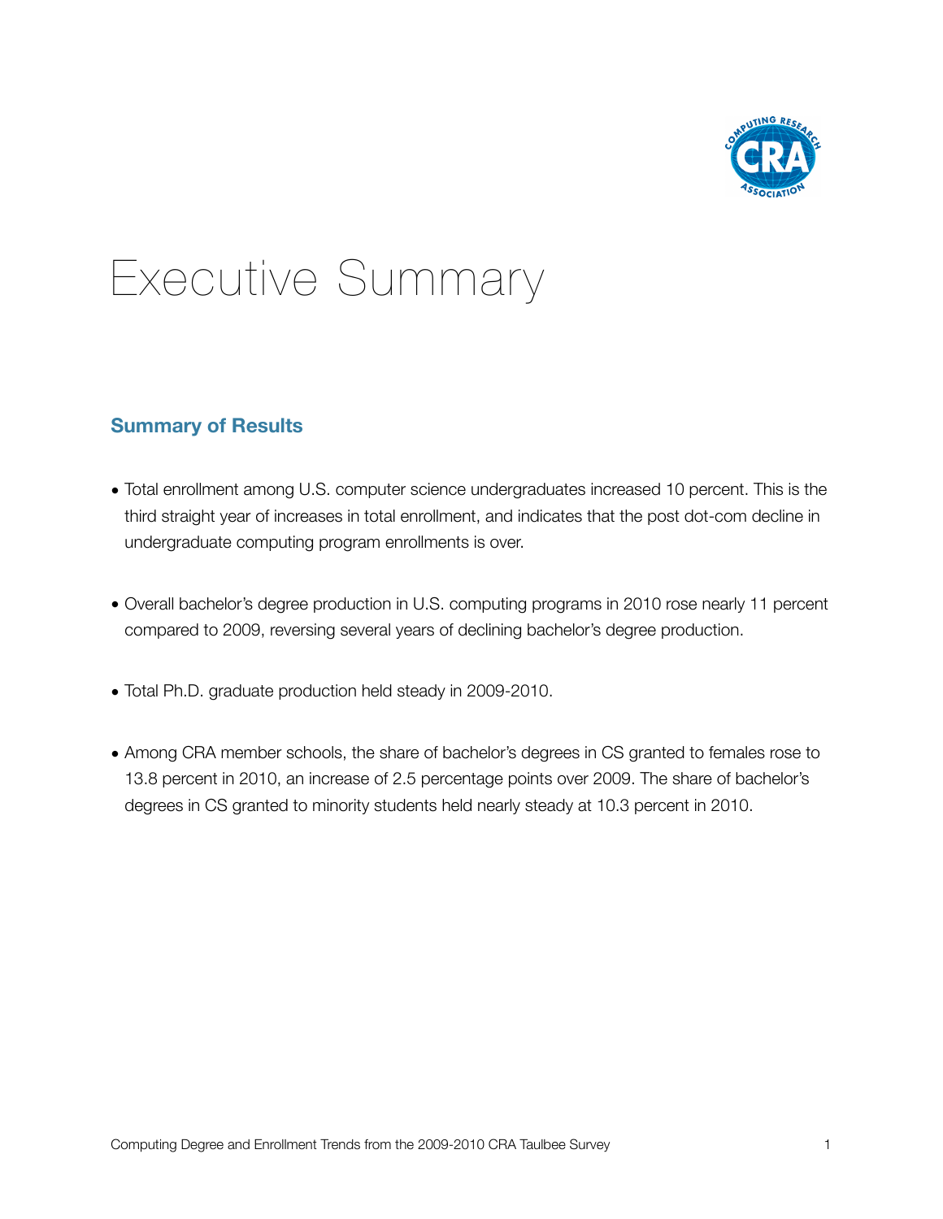# Executive Summary

## Summary of Results

- Total enrollment among U.S. computer science undergraduates increased 10 percent. This is the third straight year of increases in total enrollment, and indicates that the post dot-com decline in undergraduate computing program enrollments is over.

- Overall bachelor's degree production in U.S. computing programs in 2010 rose nearly 11 percent compared to 2009, reversing several years of declining bachelor's degree production.

- Total Ph.D. graduate production held steady in 2009-2010.

- Among CRA member schools, the share of bachelor's degrees in CS granted to females rose to 13.8 percent in 2010, an increase of 2.5 percentage points over 2009. The share of bachelor's degrees in CS granted to minority students held nearly steady at 10.3 percent in 2010.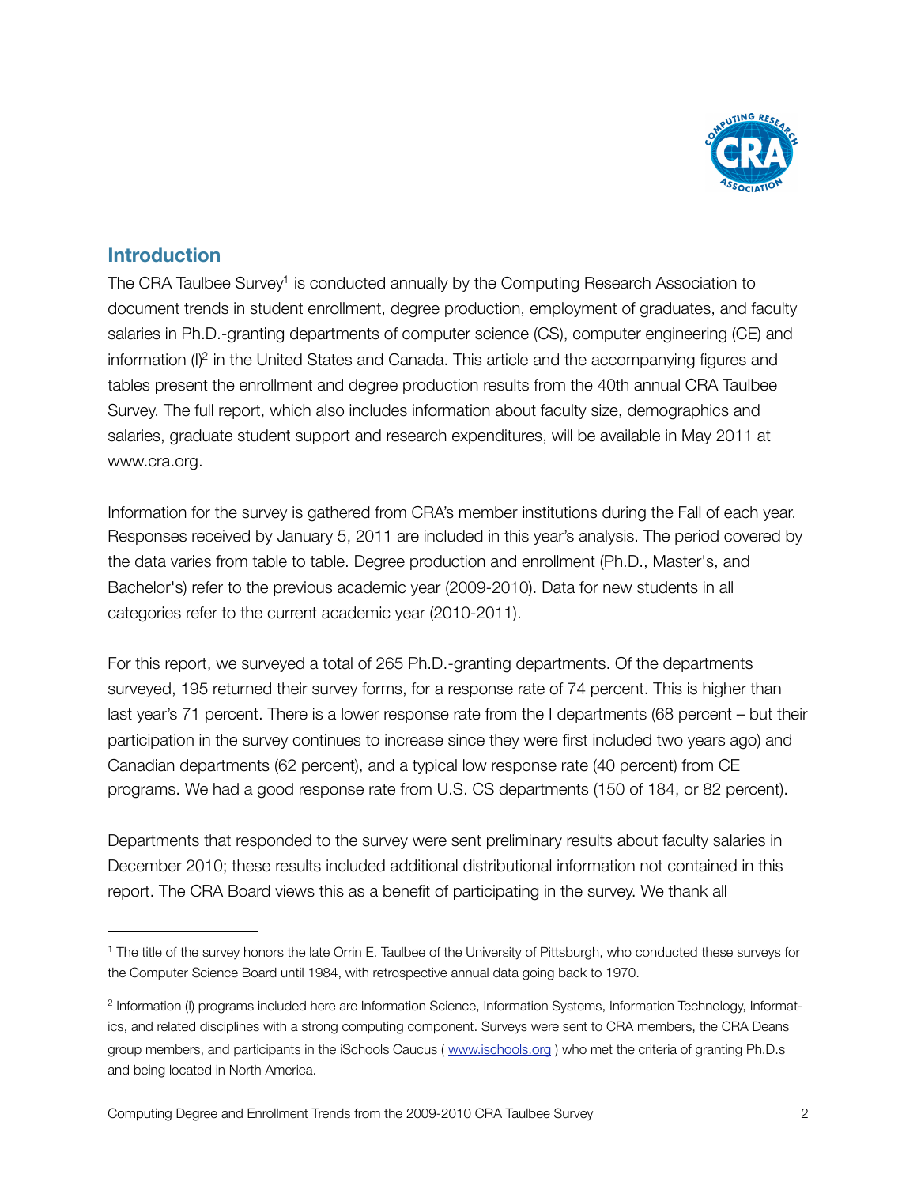## Introduction

The CRA Taulbee Survey[1] is conducted annually by the Computing Research Association to document trends in student enrollment, degree production, employment of graduates, and faculty salaries in Ph.D.-granting departments of computer science (CS), computer engineering (CE) and information (I)[2] in the United States and Canada. This article and the accompanying figures and tables present the enrollment and degree production results from the 40th annual CRA Taulbee Survey. The full report, which also includes information about faculty size, demographics and salaries, graduate student support and research expenditures, will be available in May 2011 at www.cra.org.

Information for the survey is gathered from CRA's member institutions during the Fall of each year. Responses received by January 5, 2011 are included in this year's analysis. The period covered by the data varies from table to table. Degree production and enrollment (Ph.D., Master's, and Bachelor's) refer to the previous academic year (2009-2010). Data for new students in all categories refer to the current academic year (2010-2011).

For this report, we surveyed a total of 265 Ph.D.-granting departments. Of the departments surveyed, 195 returned their survey forms, for a response rate of 74 percent. This is higher than last year's 71 percent. There is a lower response rate from the I departments (68 percent – but their participation in the survey continues to increase since they were first included two years ago) and Canadian departments (62 percent), and a typical low response rate (40 percent) from CE programs. We had a good response rate from U.S. CS departments (150 of 184, or 82 percent).

Departments that responded to the survey were sent preliminary results about faculty salaries in December 2010; these results included additional distributional information not contained in this report. The CRA Board views this as a benefit of participating in the survey. We thank all

---

[1] The title of the survey honors the late Orrin E. Taulbee of the University of Pittsburgh, who conducted these surveys for the Computer Science Board until 1984, with retrospective annual data going back to 1970.

[2] Information (I) programs included here are Information Science, Information Systems, Information Technology, Informatics, and related disciplines with a strong computing component. Surveys were sent to CRA members, the CRA Deans group members, and participants in the iSchools Caucus ( www.ischools.org ) who met the criteria of granting Ph.D.s and being located in North America.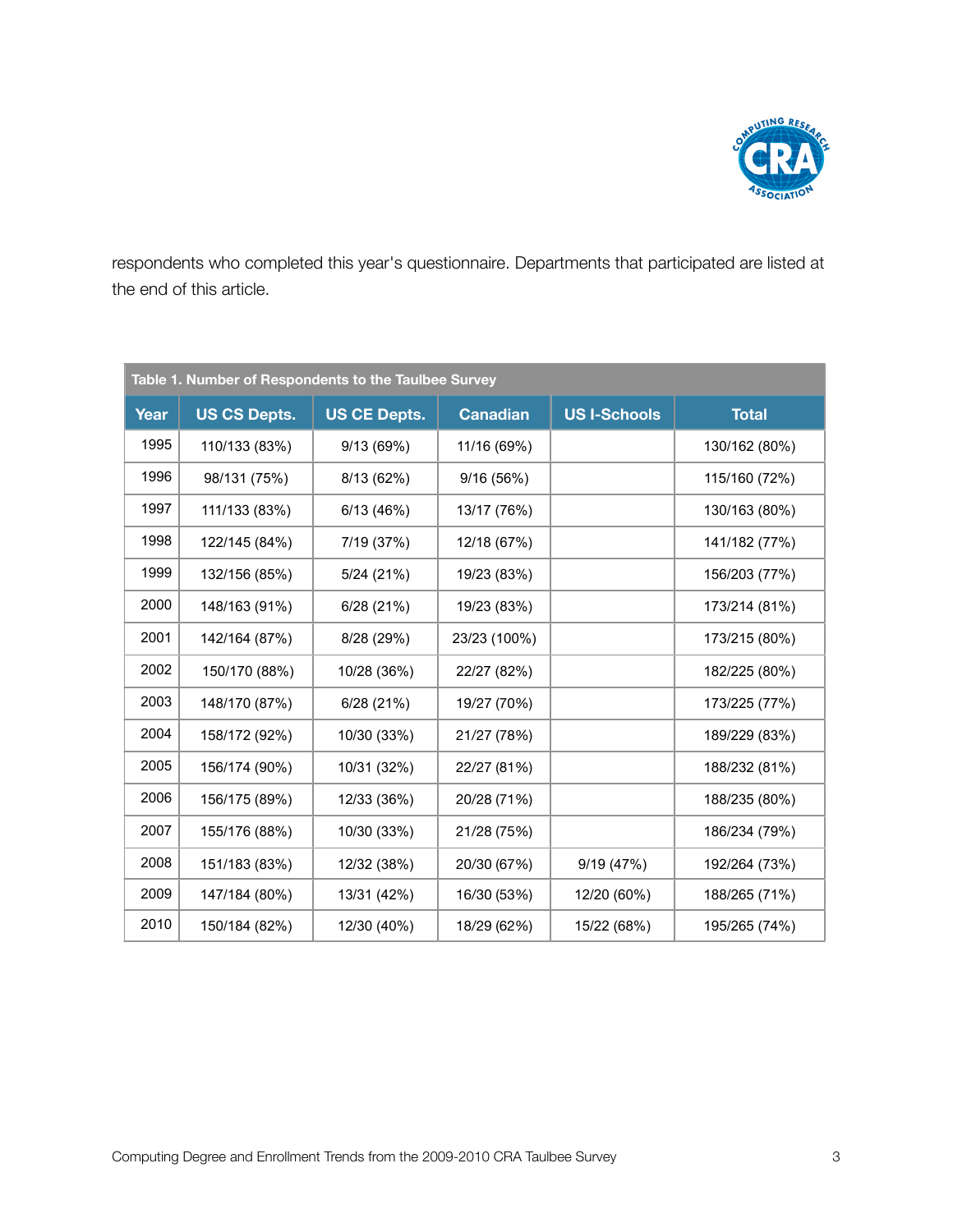respondents who completed this year's questionnaire. Departments that participated are listed at the end of this article.

**Table 1. Number of Respondents to the Taulbee Survey**

| Year | US CS Depts. | US CE Depts. | Canadian | US I-Schools | Total |
|---|---|---|---|---|---|
| 1995 | 110/133 (83%) | 9/13 (69%) | 11/16 (69%) | | 130/162 (80%) |
| 1996 | 98/131 (75%) | 8/13 (62%) | 9/16 (56%) | | 115/160 (72%) |
| 1997 | 111/133 (83%) | 6/13 (46%) | 13/17 (76%) | | 130/163 (80%) |
| 1998 | 122/145 (84%) | 7/19 (37%) | 12/18 (67%) | | 141/182 (77%) |
| 1999 | 132/156 (85%) | 5/24 (21%) | 19/23 (83%) | | 156/203 (77%) |
| 2000 | 148/163 (91%) | 6/28 (21%) | 19/23 (83%) | | 173/214 (81%) |
| 2001 | 142/164 (87%) | 8/28 (29%) | 23/23 (100%) | | 173/215 (80%) |
| 2002 | 150/170 (88%) | 10/28 (36%) | 22/27 (82%) | | 182/225 (80%) |
| 2003 | 148/170 (87%) | 6/28 (21%) | 19/27 (70%) | | 173/225 (77%) |
| 2004 | 158/172 (92%) | 10/30 (33%) | 21/27 (78%) | | 189/229 (83%) |
| 2005 | 156/174 (90%) | 10/31 (32%) | 22/27 (81%) | | 188/232 (81%) |
| 2006 | 156/175 (89%) | 12/33 (36%) | 20/28 (71%) | | 188/235 (80%) |
| 2007 | 155/176 (88%) | 10/30 (33%) | 21/28 (75%) | | 186/234 (79%) |
| 2008 | 151/183 (83%) | 12/32 (38%) | 20/30 (67%) | 9/19 (47%) | 192/264 (73%) |
| 2009 | 147/184 (80%) | 13/31 (42%) | 16/30 (53%) | 12/20 (60%) | 188/265 (71%) |
| 2010 | 150/184 (82%) | 12/30 (40%) | 18/29 (62%) | 15/22 (68%) | 195/265 (74%) |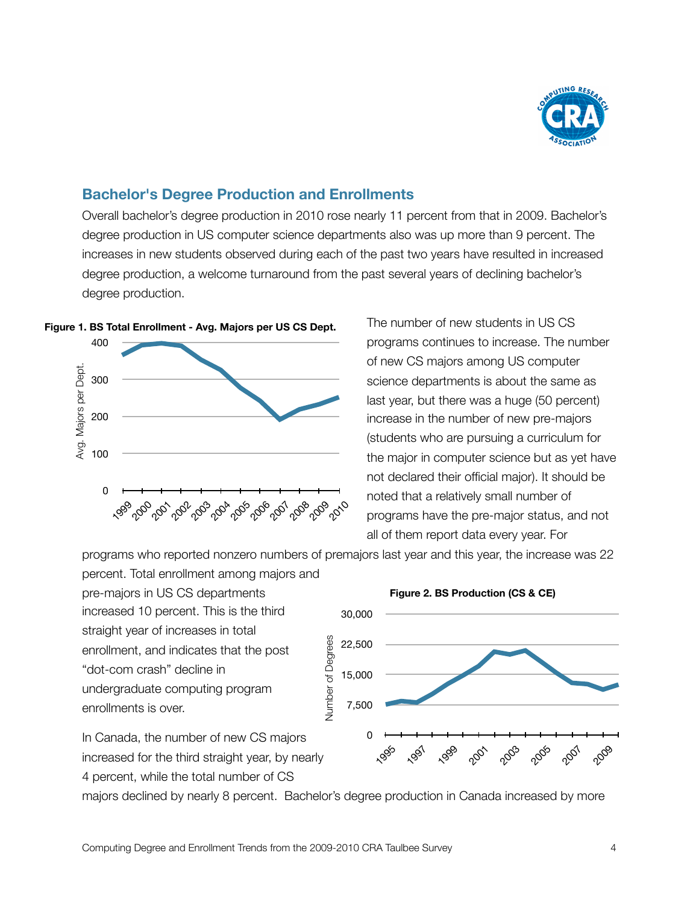## Bachelor's Degree Production and Enrollments

Overall bachelor's degree production in 2010 rose nearly 11 percent from that in 2009. Bachelor's degree production in US computer science departments also was up more than 9 percent. The increases in new students observed during each of the past two years have resulted in increased degree production, a welcome turnaround from the past several years of declining bachelor's degree production.

**Figure 1. BS Total Enrollment - Avg. Majors per US CS Dept.**

The number of new students in US CS programs continues to increase. The number of new CS majors among US computer science departments is about the same as last year, but there was a huge (50 percent) increase in the number of new pre-majors (students who are pursuing a curriculum for the major in computer science but as yet have not declared their official major). It should be noted that a relatively small number of programs have the pre-major status, and not all of them report data every year. For programs who reported nonzero numbers of premajors last year and this year, the increase was 22 percent. Total enrollment among majors and pre-majors in US CS departments increased 10 percent. This is the third straight year of increases in total enrollment, and indicates that the post "dot-com crash" decline in undergraduate computing program enrollments is over.

**Figure 2. BS Production (CS & CE)**

In Canada, the number of new CS majors increased for the third straight year, by nearly 4 percent, while the total number of CS majors declined by nearly 8 percent. Bachelor's degree production in Canada increased by more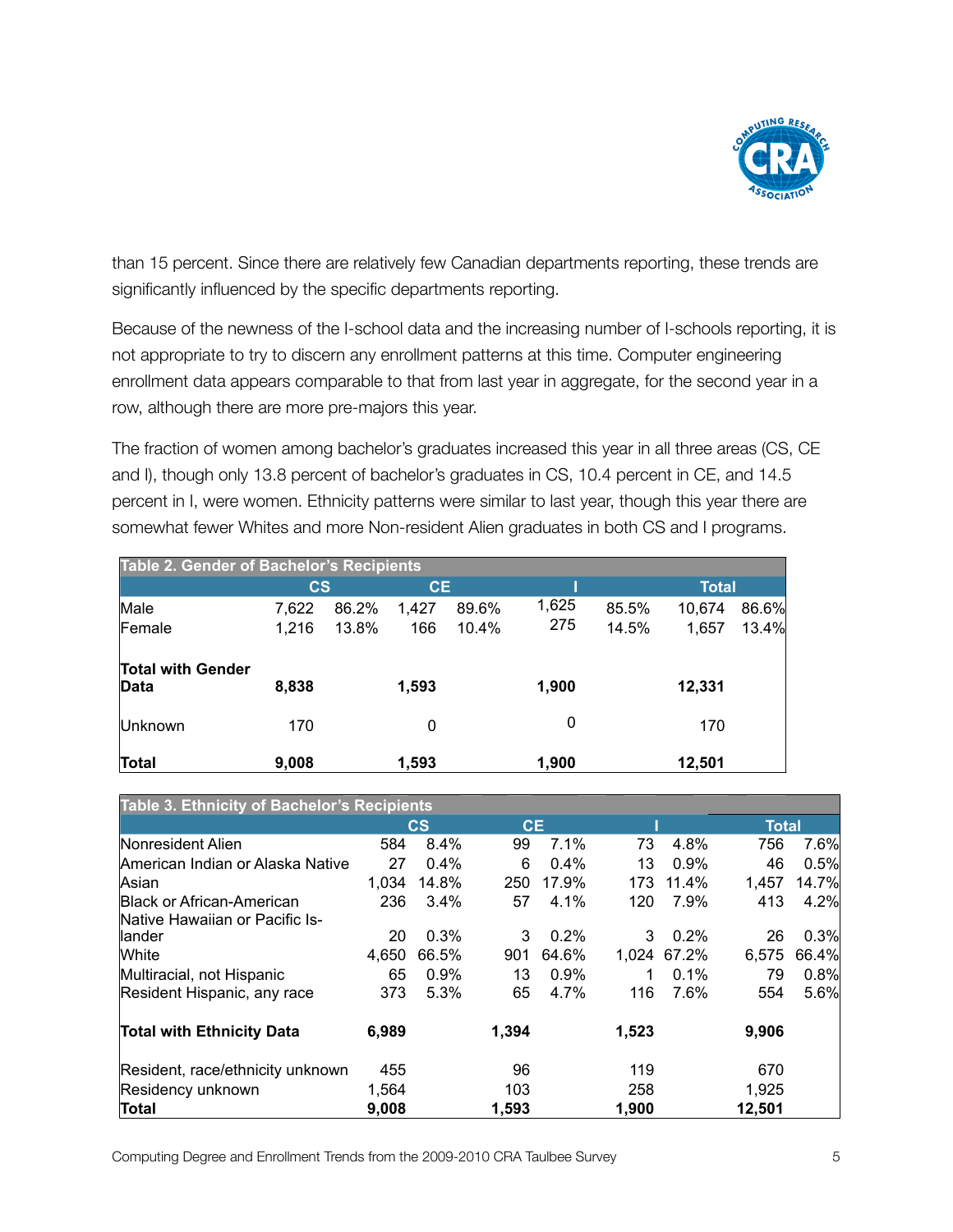than 15 percent. Since there are relatively few Canadian departments reporting, these trends are significantly influenced by the specific departments reporting.

Because of the newness of the I-school data and the increasing number of I-schools reporting, it is not appropriate to try to discern any enrollment patterns at this time. Computer engineering enrollment data appears comparable to that from last year in aggregate, for the second year in a row, although there are more pre-majors this year.

The fraction of women among bachelor's graduates increased this year in all three areas (CS, CE and I), though only 13.8 percent of bachelor's graduates in CS, 10.4 percent in CE, and 14.5 percent in I, were women. Ethnicity patterns were similar to last year, though this year there are somewhat fewer Whites and more Non-resident Alien graduates in both CS and I programs.

**Table 2. Gender of Bachelor's Recipients**

| | CS | | CE | | I | | Total | |
|---|---|---|---|---|---|---|---|---|
| Male | 7,622 | 86.2% | 1,427 | 89.6% | 1,625 | 85.5% | 10,674 | 86.6% |
| Female | 1,216 | 13.8% | 166 | 10.4% | 275 | 14.5% | 1,657 | 13.4% |
| **Total with Gender Data** | **8,838** | | **1,593** | | **1,900** | | **12,331** | |
| Unknown | 170 | | 0 | | 0 | | 170 | |
| **Total** | **9,008** | | **1,593** | | **1,900** | | **12,501** | |

**Table 3. Ethnicity of Bachelor's Recipients**

| | CS | | CE | | I | | Total | |
|---|---|---|---|---|---|---|---|---|
| Nonresident Alien | 584 | 8.4% | 99 | 7.1% | 73 | 4.8% | 756 | 7.6% |
| American Indian or Alaska Native | 27 | 0.4% | 6 | 0.4% | 13 | 0.9% | 46 | 0.5% |
| Asian | 1,034 | 14.8% | 250 | 17.9% | 173 | 11.4% | 1,457 | 14.7% |
| Black or African-American | 236 | 3.4% | 57 | 4.1% | 120 | 7.9% | 413 | 4.2% |
| Native Hawaiian or Pacific Islander | 20 | 0.3% | 3 | 0.2% | 3 | 0.2% | 26 | 0.3% |
| White | 4,650 | 66.5% | 901 | 64.6% | 1,024 | 67.2% | 6,575 | 66.4% |
| Multiracial, not Hispanic | 65 | 0.9% | 13 | 0.9% | 1 | 0.1% | 79 | 0.8% |
| Resident Hispanic, any race | 373 | 5.3% | 65 | 4.7% | 116 | 7.6% | 554 | 5.6% |
| **Total with Ethnicity Data** | **6,989** | | **1,394** | | **1,523** | | **9,906** | |
| Resident, race/ethnicity unknown | 455 | | 96 | | 119 | | 670 | |
| Residency unknown | 1,564 | | 103 | | 258 | | 1,925 | |
| **Total** | **9,008** | | **1,593** | | **1,900** | | **12,501** | |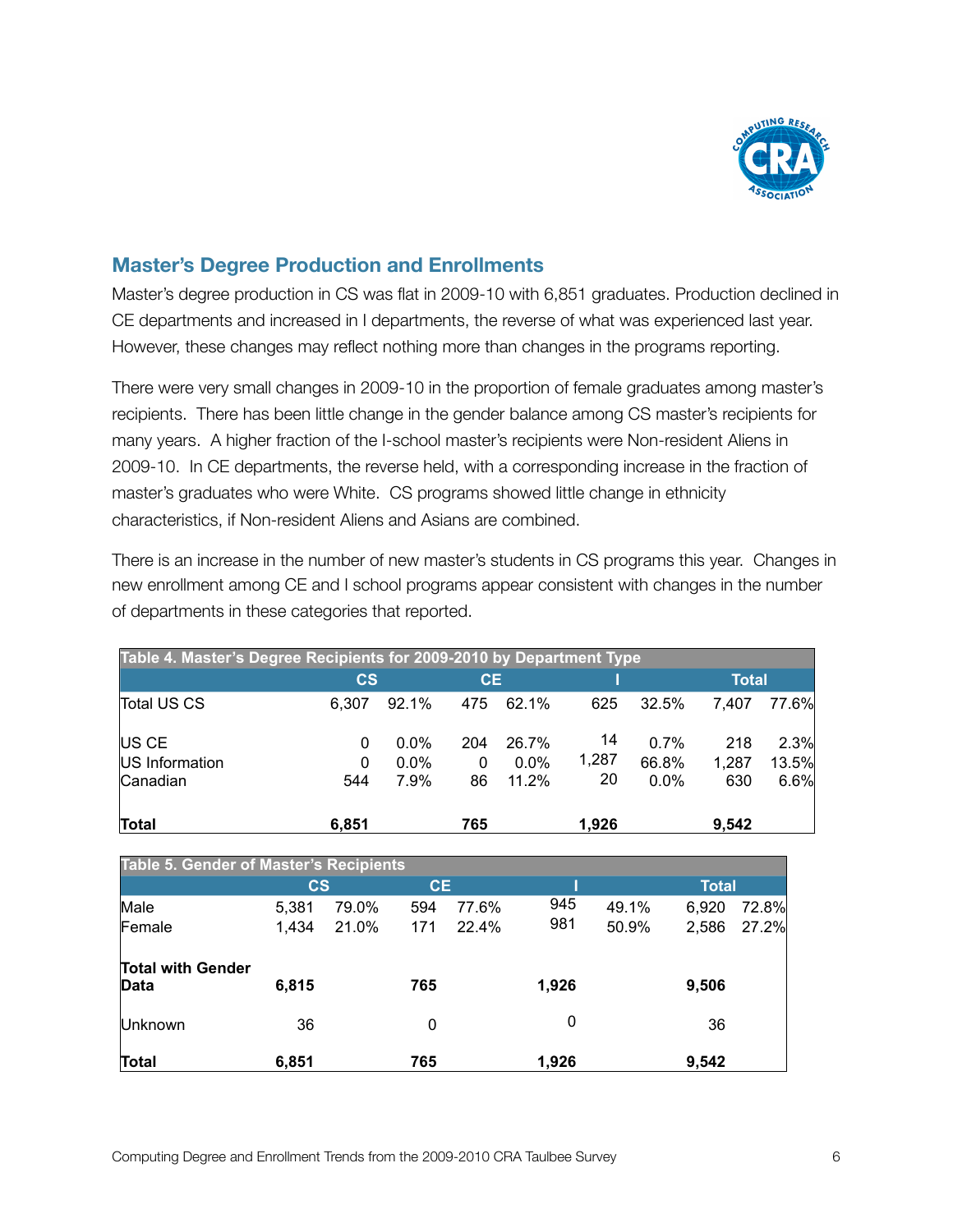## Master's Degree Production and Enrollments

Master's degree production in CS was flat in 2009-10 with 6,851 graduates. Production declined in CE departments and increased in I departments, the reverse of what was experienced last year. However, these changes may reflect nothing more than changes in the programs reporting.

There were very small changes in 2009-10 in the proportion of female graduates among master's recipients. There has been little change in the gender balance among CS master's recipients for many years. A higher fraction of the I-school master's recipients were Non-resident Aliens in 2009-10. In CE departments, the reverse held, with a corresponding increase in the fraction of master's graduates who were White. CS programs showed little change in ethnicity characteristics, if Non-resident Aliens and Asians are combined.

There is an increase in the number of new master's students in CS programs this year. Changes in new enrollment among CE and I school programs appear consistent with changes in the number of departments in these categories that reported.

**Table 4. Master's Degree Recipients for 2009-2010 by Department Type**

| | CS | | CE | | I | | Total | |
|---|---|---|---|---|---|---|---|---|
| Total US CS | 6,307 | 92.1% | 475 | 62.1% | 625 | 32.5% | 7,407 | 77.6% |
| US CE | 0 | 0.0% | 204 | 26.7% | 14 | 0.7% | 218 | 2.3% |
| US Information | 0 | 0.0% | 0 | 0.0% | 1,287 | 66.8% | 1,287 | 13.5% |
| Canadian | 544 | 7.9% | 86 | 11.2% | 20 | 0.0% | 630 | 6.6% |
| **Total** | **6,851** | | **765** | | **1,926** | | **9,542** | |

**Table 5. Gender of Master's Recipients**

| | CS | | CE | | I | | Total | |
|---|---|---|---|---|---|---|---|---|
| Male | 5,381 | 79.0% | 594 | 77.6% | 945 | 49.1% | 6,920 | 72.8% |
| Female | 1,434 | 21.0% | 171 | 22.4% | 981 | 50.9% | 2,586 | 27.2% |
| **Total with Gender Data** | **6,815** | | **765** | | **1,926** | | **9,506** | |
| Unknown | 36 | | 0 | | 0 | | 36 | |
| **Total** | **6,851** | | **765** | | **1,926** | | **9,542** | |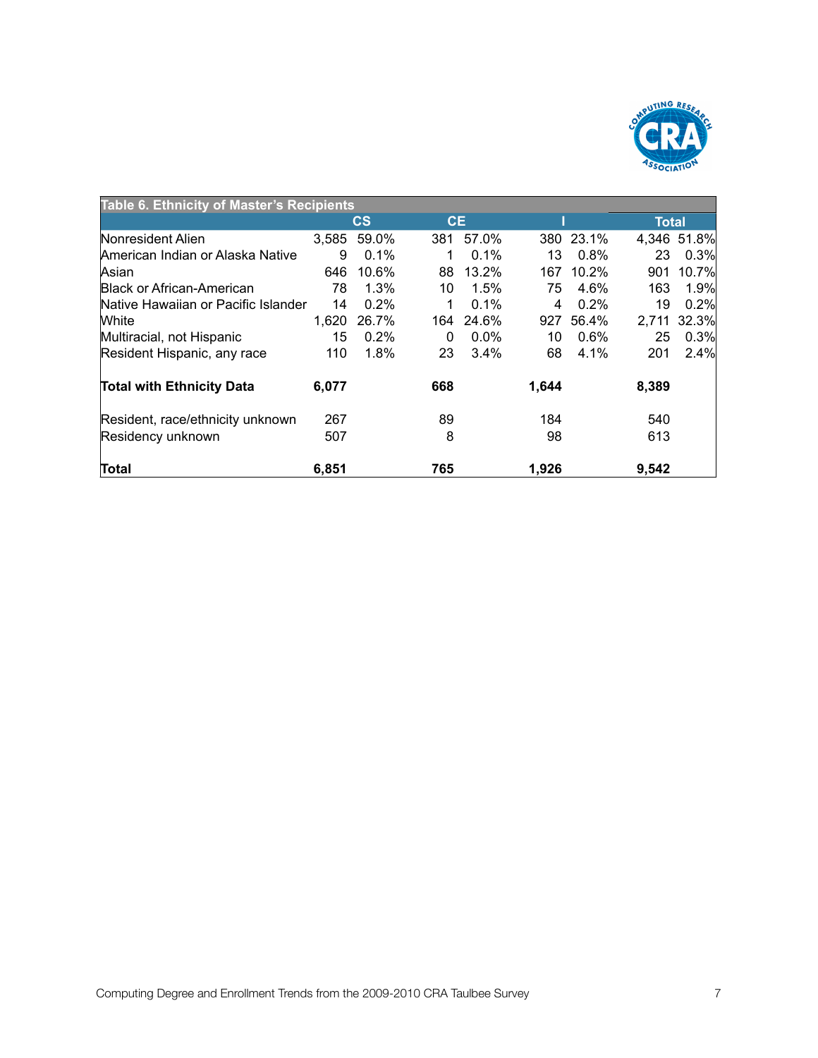| Table 6. Ethnicity of Master's Recipients | CS | | CE | | I | | Total | |
|---|---|---|---|---|---|---|---|---|
| Nonresident Alien | 3,585 | 59.0% | 381 | 57.0% | 380 | 23.1% | 4,346 | 51.8% |
| American Indian or Alaska Native | 9 | 0.1% | 1 | 0.1% | 13 | 0.8% | 23 | 0.3% |
| Asian | 646 | 10.6% | 88 | 13.2% | 167 | 10.2% | 901 | 10.7% |
| Black or African-American | 78 | 1.3% | 10 | 1.5% | 75 | 4.6% | 163 | 1.9% |
| Native Hawaiian or Pacific Islander | 14 | 0.2% | 1 | 0.1% | 4 | 0.2% | 19 | 0.2% |
| White | 1,620 | 26.7% | 164 | 24.6% | 927 | 56.4% | 2,711 | 32.3% |
| Multiracial, not Hispanic | 15 | 0.2% | 0 | 0.0% | 10 | 0.6% | 25 | 0.3% |
| Resident Hispanic, any race | 110 | 1.8% | 23 | 3.4% | 68 | 4.1% | 201 | 2.4% |
| **Total with Ethnicity Data** | **6,077** | | **668** | | **1,644** | | **8,389** | |
| Resident, race/ethnicity unknown | 267 | | 89 | | 184 | | 540 | |
| Residency unknown | 507 | | 8 | | 98 | | 613 | |
| **Total** | **6,851** | | **765** | | **1,926** | | **9,542** | |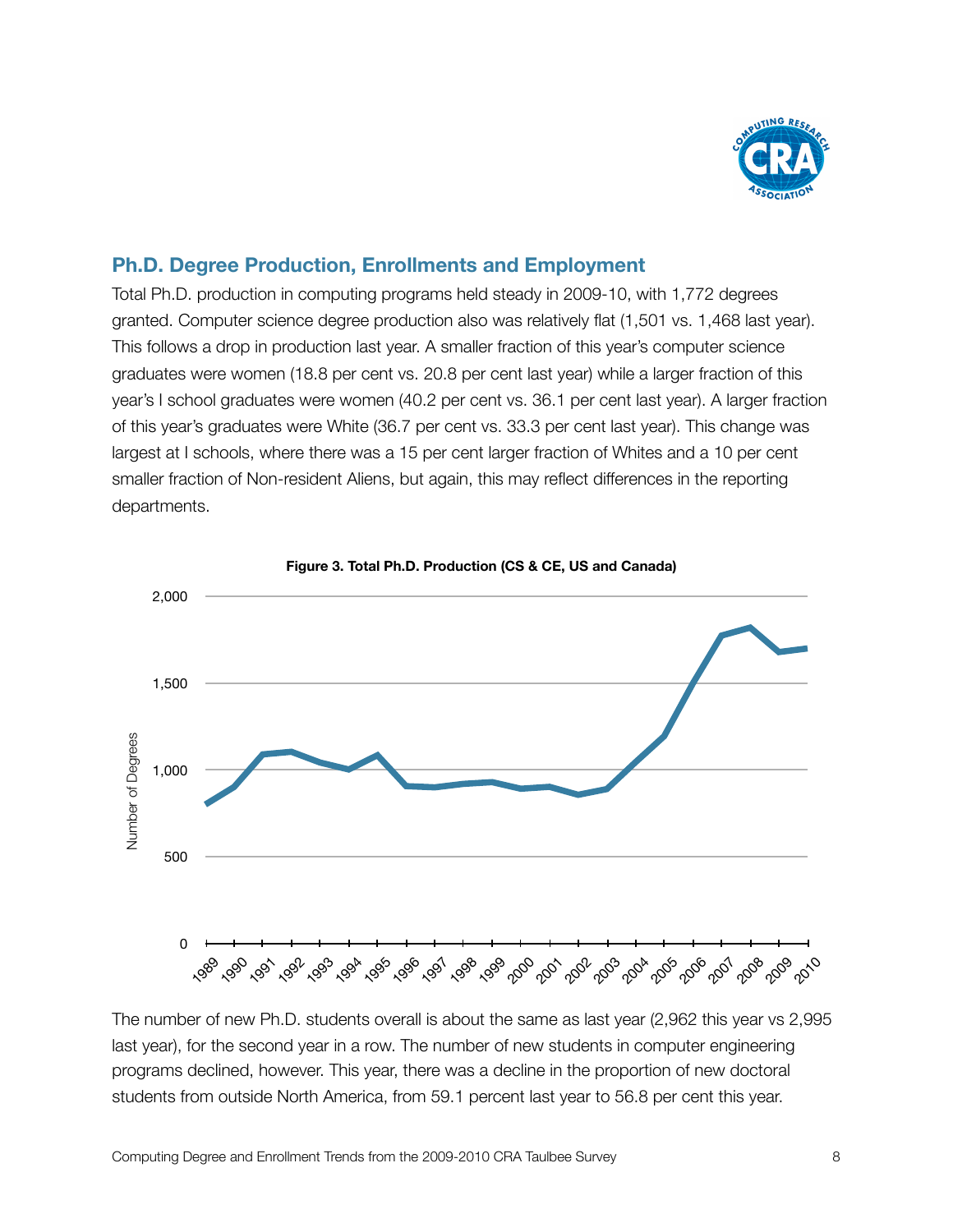## Ph.D. Degree Production, Enrollments and Employment

Total Ph.D. production in computing programs held steady in 2009-10, with 1,772 degrees granted. Computer science degree production also was relatively flat (1,501 vs. 1,468 last year). This follows a drop in production last year. A smaller fraction of this year's computer science graduates were women (18.8 per cent vs. 20.8 per cent last year) while a larger fraction of this year's I school graduates were women (40.2 per cent vs. 36.1 per cent last year). A larger fraction of this year's graduates were White (36.7 per cent vs. 33.3 per cent last year). This change was largest at I schools, where there was a 15 per cent larger fraction of Whites and a 10 per cent smaller fraction of Non-resident Aliens, but again, this may reflect differences in the reporting departments.

**Figure 3. Total Ph.D. Production (CS & CE, US and Canada)**

The number of new Ph.D. students overall is about the same as last year (2,962 this year vs 2,995 last year), for the second year in a row. The number of new students in computer engineering programs declined, however. This year, there was a decline in the proportion of new doctoral students from outside North America, from 59.1 percent last year to 56.8 per cent this year.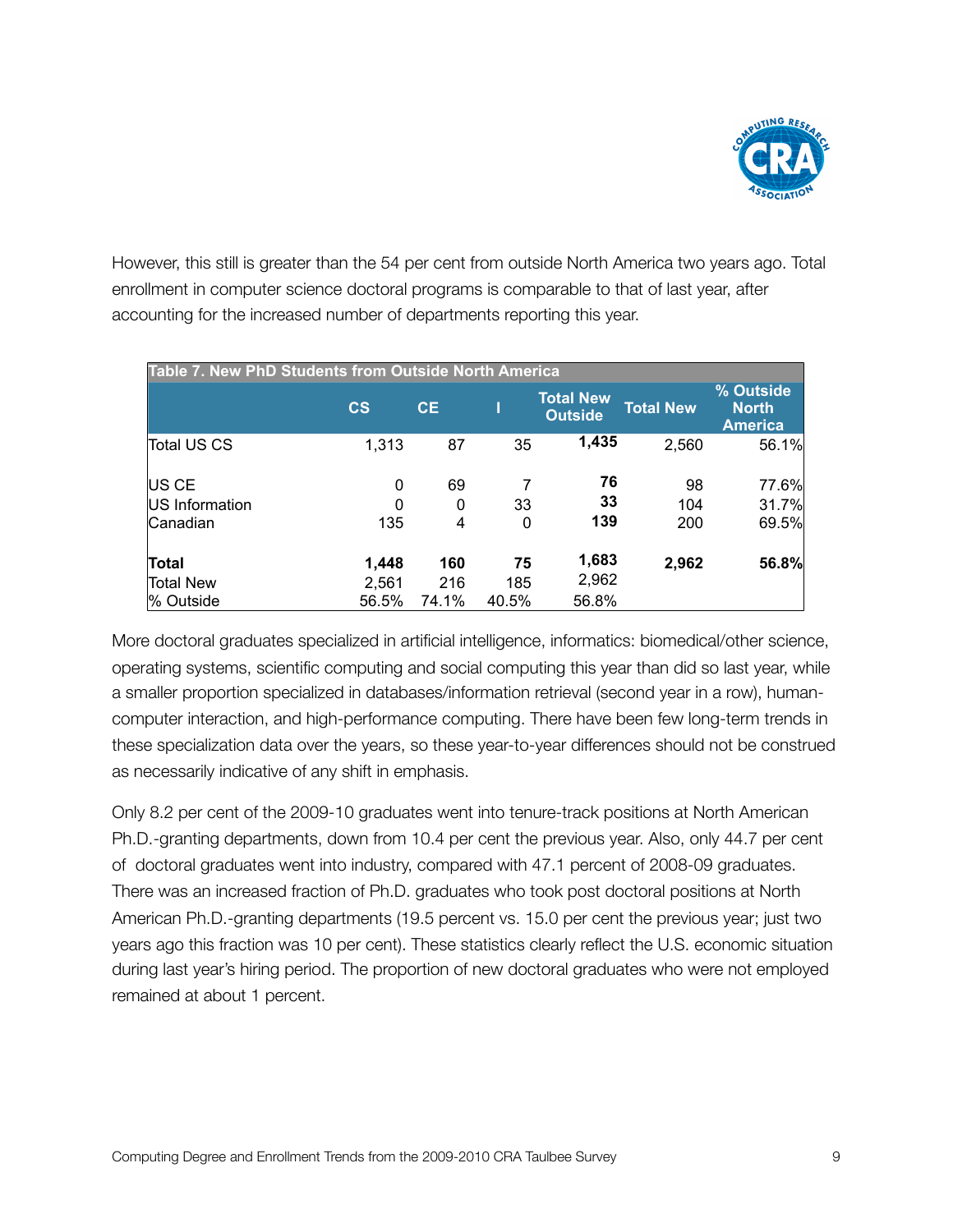However, this still is greater than the 54 per cent from outside North America two years ago. Total enrollment in computer science doctoral programs is comparable to that of last year, after accounting for the increased number of departments reporting this year.

**Table 7. New PhD Students from Outside North America**

| | CS | CE | I | Total New Outside | Total New | % Outside North America |
|---|---|---|---|---|---|---|
| Total US CS | 1,313 | 87 | 35 | **1,435** | 2,560 | 56.1% |
| US CE | 0 | 69 | 7 | **76** | 98 | 77.6% |
| US Information | 0 | 0 | 33 | **33** | 104 | 31.7% |
| Canadian | 135 | 4 | 0 | **139** | 200 | 69.5% |
| **Total** | **1,448** | **160** | **75** | **1,683** | **2,962** | **56.8%** |
| Total New | 2,561 | 216 | 185 | 2,962 | | |
| % Outside | 56.5% | 74.1% | 40.5% | 56.8% | | |

More doctoral graduates specialized in artificial intelligence, informatics: biomedical/other science, operating systems, scientific computing and social computing this year than did so last year, while a smaller proportion specialized in databases/information retrieval (second year in a row), human-computer interaction, and high-performance computing. There have been few long-term trends in these specialization data over the years, so these year-to-year differences should not be construed as necessarily indicative of any shift in emphasis.

Only 8.2 per cent of the 2009-10 graduates went into tenure-track positions at North American Ph.D.-granting departments, down from 10.4 per cent the previous year. Also, only 44.7 per cent of doctoral graduates went into industry, compared with 47.1 percent of 2008-09 graduates. There was an increased fraction of Ph.D. graduates who took post doctoral positions at North American Ph.D.-granting departments (19.5 percent vs. 15.0 per cent the previous year; just two years ago this fraction was 10 per cent). These statistics clearly reflect the U.S. economic situation during last year's hiring period. The proportion of new doctoral graduates who were not employed remained at about 1 percent.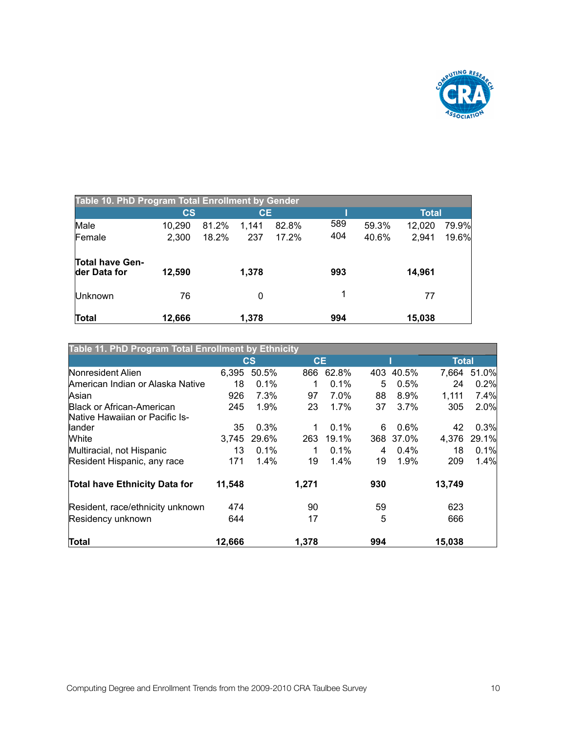**Table 10. PhD Program Total Enrollment by Gender**

| | CS | | CE | | I | | Total | |
|---|---|---|---|---|---|---|---|---|
| Male | 10,290 | 81.2% | 1,141 | 82.8% | 589 | 59.3% | 12,020 | 79.9% |
| Female | 2,300 | 18.2% | 237 | 17.2% | 404 | 40.6% | 2,941 | 19.6% |
| **Total have Gender Data for** | **12,590** | | **1,378** | | **993** | | **14,961** | |
| Unknown | 76 | | 0 | | 1 | | 77 | |
| **Total** | **12,666** | | **1,378** | | **994** | | **15,038** | |

**Table 11. PhD Program Total Enrollment by Ethnicity**

| | CS | | CE | | I | | Total | |
|---|---|---|---|---|---|---|---|---|
| Nonresident Alien | 6,395 | 50.5% | 866 | 62.8% | 403 | 40.5% | 7,664 | 51.0% |
| American Indian or Alaska Native | 18 | 0.1% | 1 | 0.1% | 5 | 0.5% | 24 | 0.2% |
| Asian | 926 | 7.3% | 97 | 7.0% | 88 | 8.9% | 1,111 | 7.4% |
| Black or African-American | 245 | 1.9% | 23 | 1.7% | 37 | 3.7% | 305 | 2.0% |
| Native Hawaiian or Pacific Islander | 35 | 0.3% | 1 | 0.1% | 6 | 0.6% | 42 | 0.3% |
| White | 3,745 | 29.6% | 263 | 19.1% | 368 | 37.0% | 4,376 | 29.1% |
| Multiracial, not Hispanic | 13 | 0.1% | 1 | 0.1% | 4 | 0.4% | 18 | 0.1% |
| Resident Hispanic, any race | 171 | 1.4% | 19 | 1.4% | 19 | 1.9% | 209 | 1.4% |
| **Total have Ethnicity Data for** | **11,548** | | **1,271** | | **930** | | **13,749** | |
| Resident, race/ethnicity unknown | 474 | | 90 | | 59 | | 623 | |
| Residency unknown | 644 | | 17 | | 5 | | 666 | |
| **Total** | **12,666** | | **1,378** | | **994** | | **15,038** | |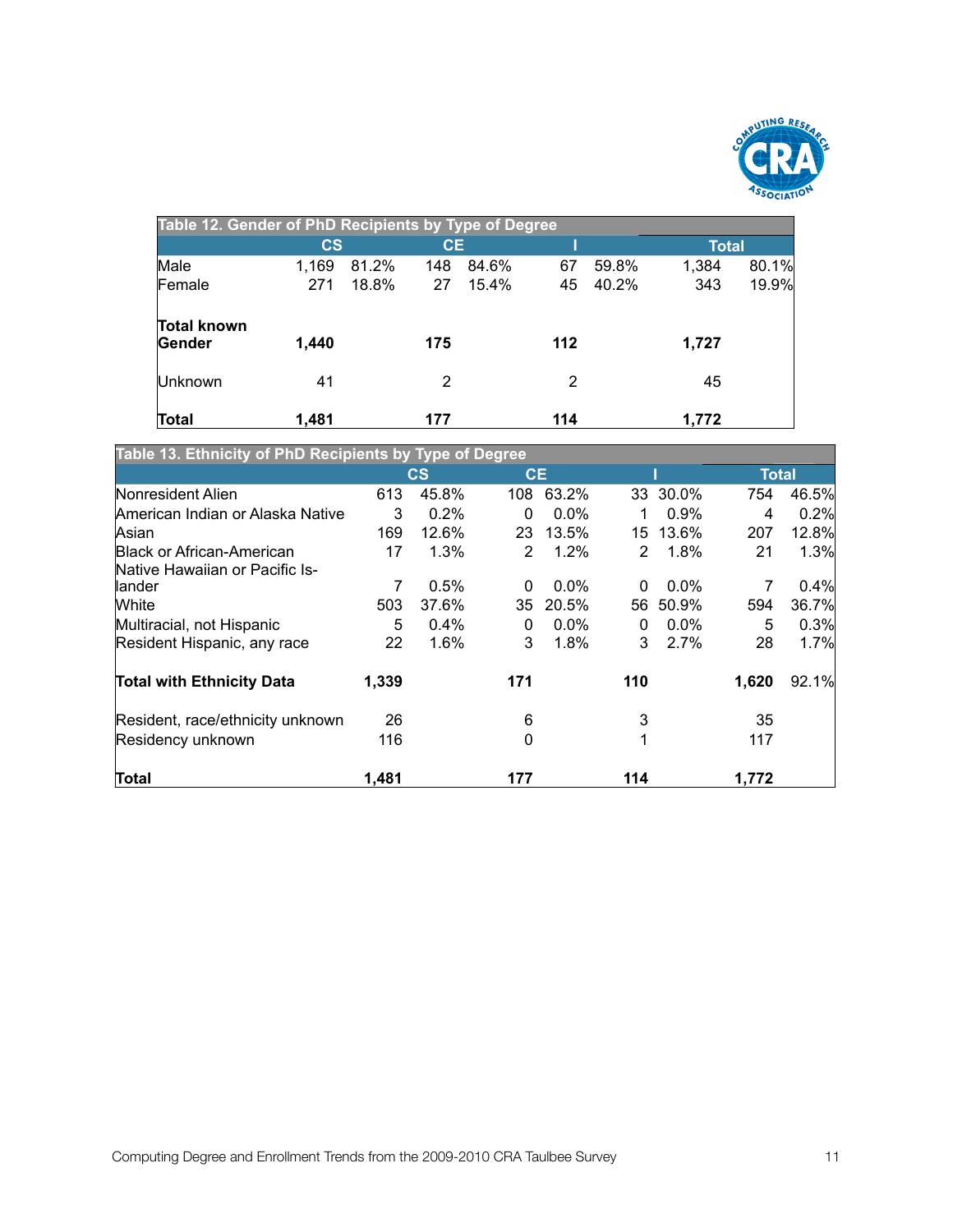**Table 12. Gender of PhD Recipients by Type of Degree**

| | CS | | CE | | I | | Total | |
|---|---|---|---|---|---|---|---|---|
| Male | 1,169 | 81.2% | 148 | 84.6% | 67 | 59.8% | 1,384 | 80.1% |
| Female | 271 | 18.8% | 27 | 15.4% | 45 | 40.2% | 343 | 19.9% |
| **Total known Gender** | **1,440** | | **175** | | **112** | | **1,727** | |
| Unknown | 41 | | 2 | | 2 | | 45 | |
| **Total** | **1,481** | | **177** | | **114** | | **1,772** | |

**Table 13. Ethnicity of PhD Recipients by Type of Degree**

| | CS | | CE | | I | | Total | |
|---|---|---|---|---|---|---|---|---|
| Nonresident Alien | 613 | 45.8% | 108 | 63.2% | 33 | 30.0% | 754 | 46.5% |
| American Indian or Alaska Native | 3 | 0.2% | 0 | 0.0% | 1 | 0.9% | 4 | 0.2% |
| Asian | 169 | 12.6% | 23 | 13.5% | 15 | 13.6% | 207 | 12.8% |
| Black or African-American | 17 | 1.3% | 2 | 1.2% | 2 | 1.8% | 21 | 1.3% |
| Native Hawaiian or Pacific Islander | 7 | 0.5% | 0 | 0.0% | 0 | 0.0% | 7 | 0.4% |
| White | 503 | 37.6% | 35 | 20.5% | 56 | 50.9% | 594 | 36.7% |
| Multiracial, not Hispanic | 5 | 0.4% | 0 | 0.0% | 0 | 0.0% | 5 | 0.3% |
| Resident Hispanic, any race | 22 | 1.6% | 3 | 1.8% | 3 | 2.7% | 28 | 1.7% |
| **Total with Ethnicity Data** | **1,339** | | **171** | | **110** | | **1,620** | 92.1% |
| Resident, race/ethnicity unknown | 26 | | 6 | | 3 | | 35 | |
| Residency unknown | 116 | | 0 | | 1 | | 117 | |
| **Total** | **1,481** | | **177** | | **114** | | **1,772** | |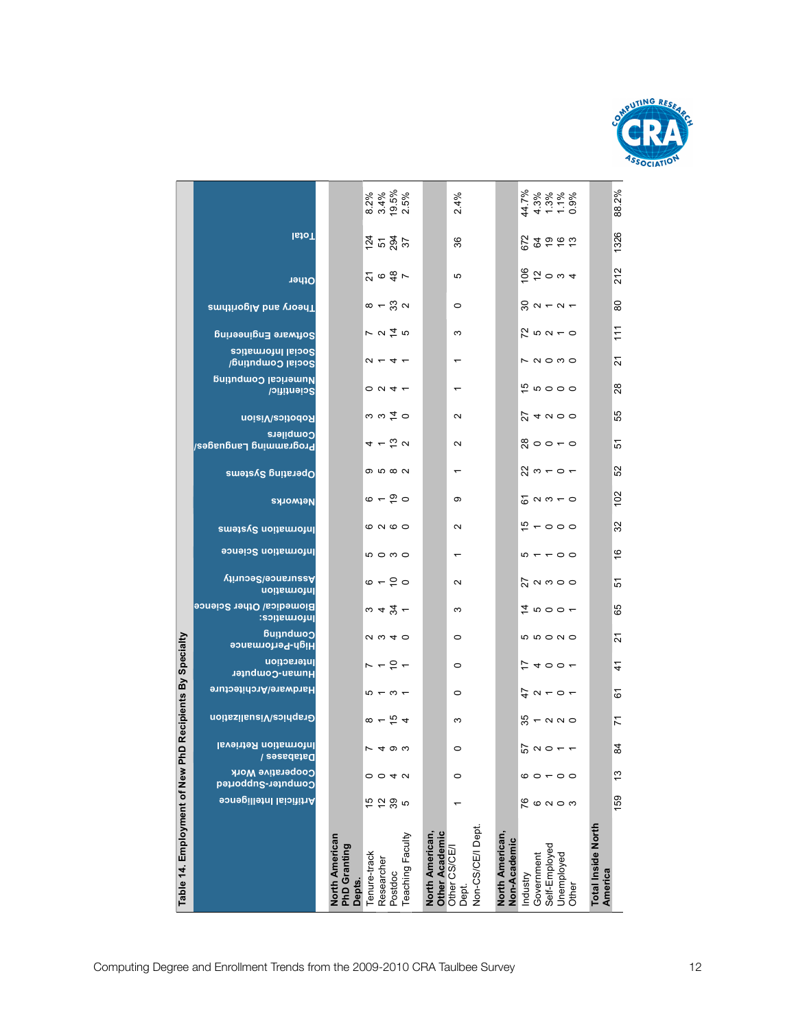## Table 14. Employment of New PhD Recipients By Specialty

| | Artificial Intelligence | Computer-Supported Cooperative Work | Databases / Information Retrieval | Graphics/Visualization | Hardware/Architecture | Human-Computer Interaction | High-Performance Computing | Informatics: Biomedical/ Other Science | Information Assurance/Security | Information Science | Information Systems | Networks | Operating Systems | Programming Languages/ Compilers | Robotics/Vision | Scientific/ Numerical Computing | Social Computing/ Social Informatics | Software Engineering | Theory and Algorithms | Other | Total | |
|---|---|---|---|---|---|---|---|---|---|---|---|---|---|---|---|---|---|---|---|---|---|---|
| **North American PhD Granting Depts.** | | | | | | | | | | | | | | | | | | | | | | |
| Tenure-track | 15 | 0 | 7 | 8 | 5 | 7 | 2 | 3 | 6 | 5 | 6 | 6 | 9 | 4 | 3 | 0 | 2 | 7 | 8 | 21 | 124 | 8.2% |
| Researcher | 12 | 0 | 4 | 1 | 1 | 1 | 3 | 4 | 1 | 0 | 2 | 1 | 5 | 1 | 3 | 2 | 1 | 2 | 1 | 6 | 51 | 3.4% |
| Postdoc | 39 | 4 | 9 | 15 | 3 | 10 | 4 | 34 | 10 | 3 | 6 | 19 | 8 | 13 | 14 | 4 | 4 | 14 | 33 | 48 | 294 | 19.5% |
| Teaching Faculty | 5 | 2 | 3 | 4 | 1 | 1 | 0 | 1 | 0 | 0 | 0 | 0 | 2 | 2 | 0 | 1 | 1 | 5 | 2 | 7 | 37 | 2.5% |
| **North American, Other Academic** | | | | | | | | | | | | | | | | | | | | | | |
| Other CS/CE/I Dept. | 1 | 0 | 0 | 3 | 0 | 0 | 0 | 3 | 2 | 1 | 2 | 9 | 1 | 2 | 2 | 1 | 1 | 3 | 0 | 5 | 36 | 2.4% |
| Non-CS/CE/I Dept. | | | | | | | | | | | | | | | | | | | | | | |
| **North American, Non-Academic** | | | | | | | | | | | | | | | | | | | | | | |
| Industry | 76 | 6 | 57 | 35 | 47 | 17 | 5 | 14 | 27 | 5 | 15 | 61 | 22 | 28 | 27 | 15 | 7 | 72 | 30 | 106 | 672 | 44.7% |
| Government | 6 | 0 | 2 | 1 | 2 | 4 | 5 | 5 | 2 | 1 | 1 | 2 | 3 | 0 | 4 | 5 | 2 | 5 | 2 | 12 | 64 | 4.3% |
| Self-Employed | 2 | 1 | 0 | 2 | 1 | 0 | 0 | 0 | 3 | 1 | 0 | 3 | 1 | 0 | 2 | 0 | 0 | 2 | 1 | 0 | 19 | 1.3% |
| Unemployed | 0 | 0 | 1 | 2 | 0 | 0 | 2 | 0 | 0 | 0 | 0 | 1 | 0 | 1 | 0 | 0 | 3 | 1 | 2 | 3 | 16 | 1.1% |
| Other | 3 | 0 | 1 | 0 | 1 | 1 | 0 | 1 | 0 | 0 | 0 | 0 | 1 | 0 | 0 | 0 | 0 | 0 | 1 | 4 | 13 | 0.9% |
| **Total Inside North America** | 159 | 13 | 84 | 71 | 61 | 41 | 21 | 65 | 51 | 16 | 32 | 102 | 52 | 51 | 55 | 28 | 21 | 111 | 80 | 212 | 1326 | 88.2% |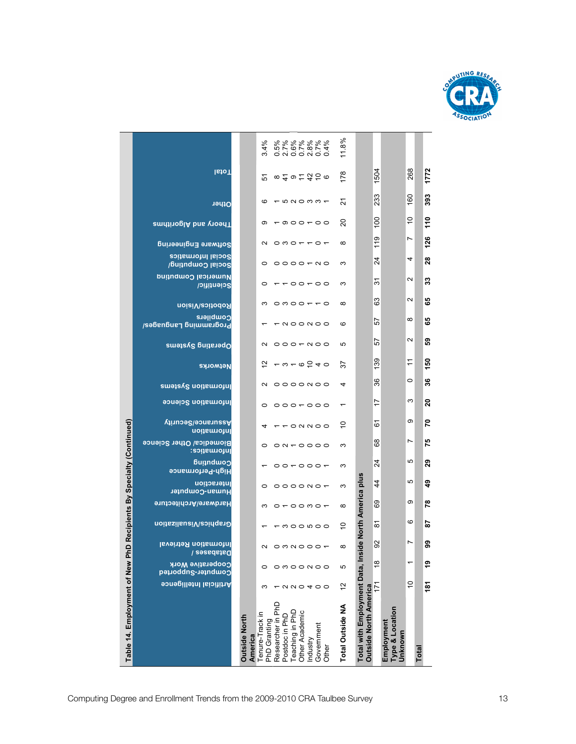**Table 14. Employment of New PhD Recipients By Specialty (Continued)**

| | Artificial Intelligence | Computer-Supported Cooperative Work | Databases / Information Retrieval | Graphics/Visualization | Hardware/Architecture | Human-Computer Interaction | High-Performance Computing | Informatics: Biomedical/ Other Science | Information Assurance/Security | Information Science | Information Systems | Networks | Operating Systems | Programming Languages/ Compilers | Robotics/Vision | Scientific/ Numerical Computing | Social Computing/ Social Informatics | Software Engineering | Theory and Algorithms | Other | Total | |
|---|---|---|---|---|---|---|---|---|---|---|---|---|---|---|---|---|---|---|---|---|---|---|
| **Outside North America** | | | | | | | | | | | | | | | | | | | | | | |
| Tenure-Track in PhD Granting | 3 | 0 | 2 | 1 | 3 | 0 | 1 | 0 | 4 | 0 | 2 | 12 | 2 | 1 | 3 | 0 | 0 | 2 | 9 | 6 | 51 | 3.4% |
| Researcher in PhD | 1 | 0 | 0 | 1 | 0 | 0 | 0 | 0 | 1 | 0 | 0 | 1 | 0 | 1 | 0 | 1 | 0 | 0 | 1 | 1 | 8 | 0.5% |
| Postdoc in PhD | 2 | 3 | 3 | 3 | 1 | 0 | 0 | 2 | 1 | 0 | 0 | 3 | 0 | 2 | 3 | 1 | 0 | 3 | 9 | 5 | 41 | 2.7% |
| Teaching in PhD | 2 | 0 | 2 | 0 | 0 | 0 | 1 | 1 | 0 | 0 | 0 | 1 | 0 | 0 | 0 | 0 | 0 | 0 | 0 | 2 | 9 | 0.6% |
| Other Academic | 0 | 0 | 0 | 0 | 0 | 0 | 0 | 0 | 2 | 1 | 0 | 6 | 1 | 0 | 0 | 0 | 0 | 1 | 0 | 0 | 11 | 0.7% |
| Industry | 4 | 2 | 0 | 5 | 3 | 2 | 0 | 0 | 2 | 0 | 2 | 10 | 2 | 2 | 1 | 1 | 1 | 1 | 1 | 3 | 42 | 2.8% |
| Government | 0 | 0 | 0 | 0 | 0 | 0 | 0 | 0 | 0 | 0 | 0 | 4 | 0 | 0 | 1 | 0 | 2 | 0 | 0 | 3 | 10 | 0.7% |
| Other | 0 | 0 | 1 | 0 | 1 | 1 | 1 | 0 | 0 | 0 | 0 | 0 | 0 | 0 | 0 | 0 | 0 | 1 | 0 | 1 | 6 | 0.4% |
| **Total Outside NA** | 12 | 5 | 8 | 10 | 8 | 3 | 3 | 3 | 10 | 1 | 4 | 37 | 5 | 6 | 8 | 3 | 3 | 8 | 20 | 21 | 178 | 11.8% |
| **Total with Employment Data, Inside North America plus Outside North America** | 171 | 18 | 92 | 81 | 69 | 44 | 24 | 68 | 61 | 17 | 36 | 139 | 57 | 57 | 63 | 31 | 24 | 119 | 100 | 233 | 1504 | |
| **Employment Type & Location Unknown** | 10 | 1 | 7 | 6 | 9 | 5 | 5 | 7 | 9 | 3 | 0 | 11 | 2 | 8 | 2 | 2 | 4 | 7 | 10 | 160 | 268 | |
| **Total** | **181** | **19** | **99** | **87** | **78** | **49** | **29** | **75** | **70** | **20** | **36** | **150** | **59** | **65** | **65** | **33** | **28** | **126** | **110** | **393** | **1772** | |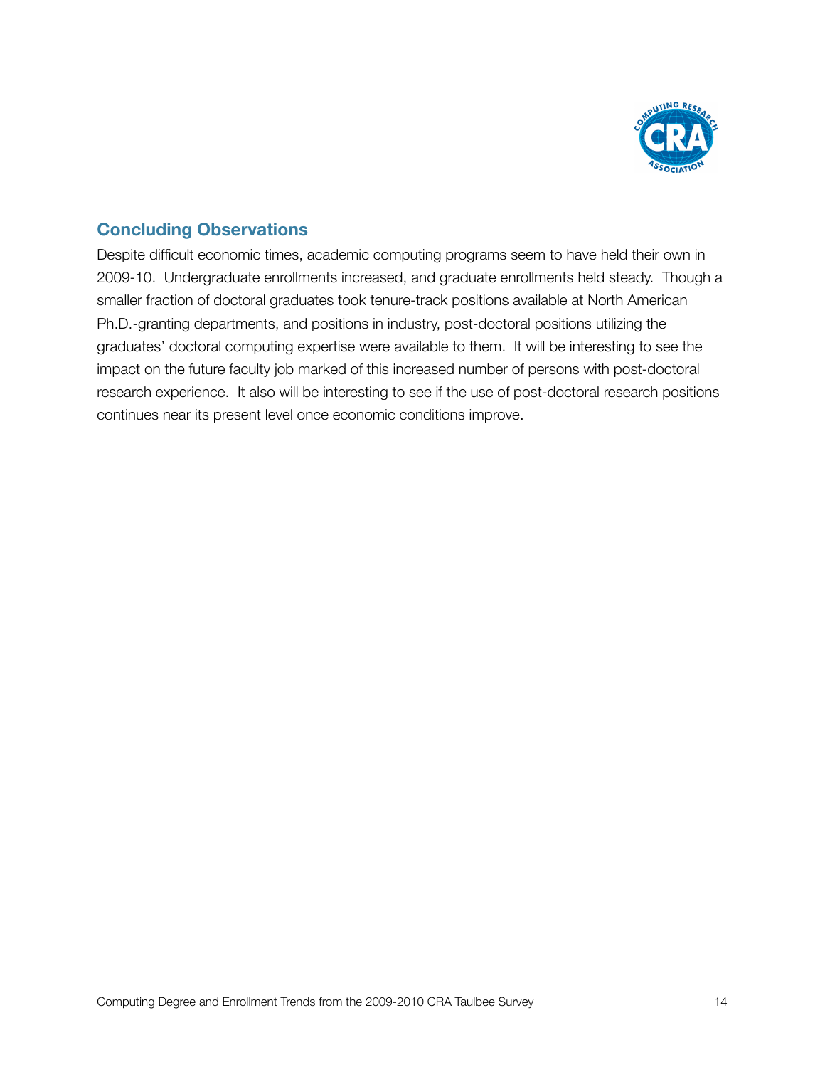## Concluding Observations

Despite difficult economic times, academic computing programs seem to have held their own in 2009-10. Undergraduate enrollments increased, and graduate enrollments held steady. Though a smaller fraction of doctoral graduates took tenure-track positions available at North American Ph.D.-granting departments, and positions in industry, post-doctoral positions utilizing the graduates' doctoral computing expertise were available to them. It will be interesting to see the impact on the future faculty job marked of this increased number of persons with post-doctoral research experience. It also will be interesting to see if the use of post-doctoral research positions continues near its present level once economic conditions improve.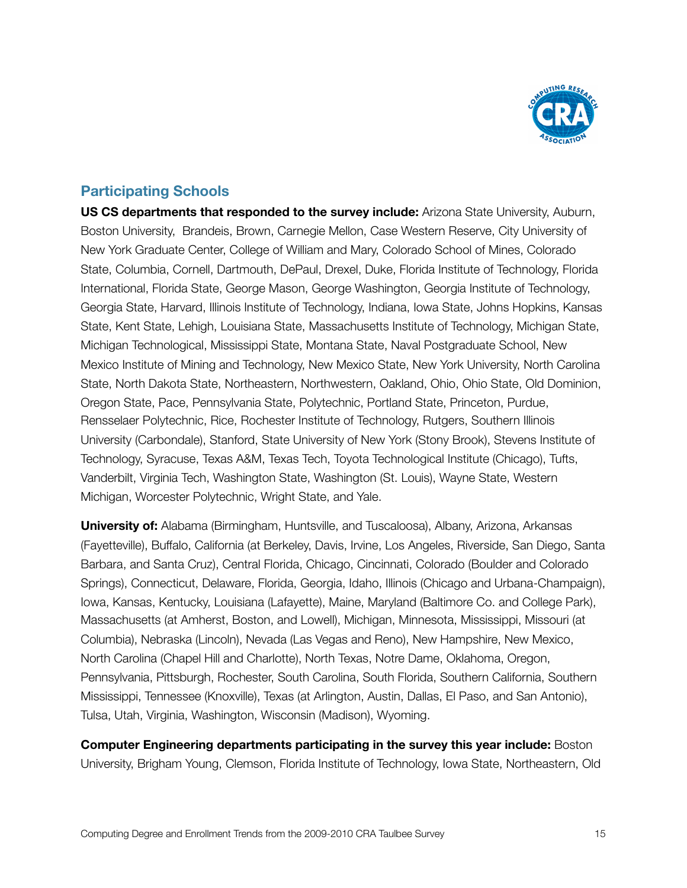## Participating Schools

**US CS departments that responded to the survey include:** Arizona State University, Auburn, Boston University, Brandeis, Brown, Carnegie Mellon, Case Western Reserve, City University of New York Graduate Center, College of William and Mary, Colorado School of Mines, Colorado State, Columbia, Cornell, Dartmouth, DePaul, Drexel, Duke, Florida Institute of Technology, Florida International, Florida State, George Mason, George Washington, Georgia Institute of Technology, Georgia State, Harvard, Illinois Institute of Technology, Indiana, Iowa State, Johns Hopkins, Kansas State, Kent State, Lehigh, Louisiana State, Massachusetts Institute of Technology, Michigan State, Michigan Technological, Mississippi State, Montana State, Naval Postgraduate School, New Mexico Institute of Mining and Technology, New Mexico State, New York University, North Carolina State, North Dakota State, Northeastern, Northwestern, Oakland, Ohio, Ohio State, Old Dominion, Oregon State, Pace, Pennsylvania State, Polytechnic, Portland State, Princeton, Purdue, Rensselaer Polytechnic, Rice, Rochester Institute of Technology, Rutgers, Southern Illinois University (Carbondale), Stanford, State University of New York (Stony Brook), Stevens Institute of Technology, Syracuse, Texas A&M, Texas Tech, Toyota Technological Institute (Chicago), Tufts, Vanderbilt, Virginia Tech, Washington State, Washington (St. Louis), Wayne State, Western Michigan, Worcester Polytechnic, Wright State, and Yale.

**University of:** Alabama (Birmingham, Huntsville, and Tuscaloosa), Albany, Arizona, Arkansas (Fayetteville), Buffalo, California (at Berkeley, Davis, Irvine, Los Angeles, Riverside, San Diego, Santa Barbara, and Santa Cruz), Central Florida, Chicago, Cincinnati, Colorado (Boulder and Colorado Springs), Connecticut, Delaware, Florida, Georgia, Idaho, Illinois (Chicago and Urbana-Champaign), Iowa, Kansas, Kentucky, Louisiana (Lafayette), Maine, Maryland (Baltimore Co. and College Park), Massachusetts (at Amherst, Boston, and Lowell), Michigan, Minnesota, Mississippi, Missouri (at Columbia), Nebraska (Lincoln), Nevada (Las Vegas and Reno), New Hampshire, New Mexico, North Carolina (Chapel Hill and Charlotte), North Texas, Notre Dame, Oklahoma, Oregon, Pennsylvania, Pittsburgh, Rochester, South Carolina, South Florida, Southern California, Southern Mississippi, Tennessee (Knoxville), Texas (at Arlington, Austin, Dallas, El Paso, and San Antonio), Tulsa, Utah, Virginia, Washington, Wisconsin (Madison), Wyoming.

**Computer Engineering departments participating in the survey this year include:** Boston University, Brigham Young, Clemson, Florida Institute of Technology, Iowa State, Northeastern, Old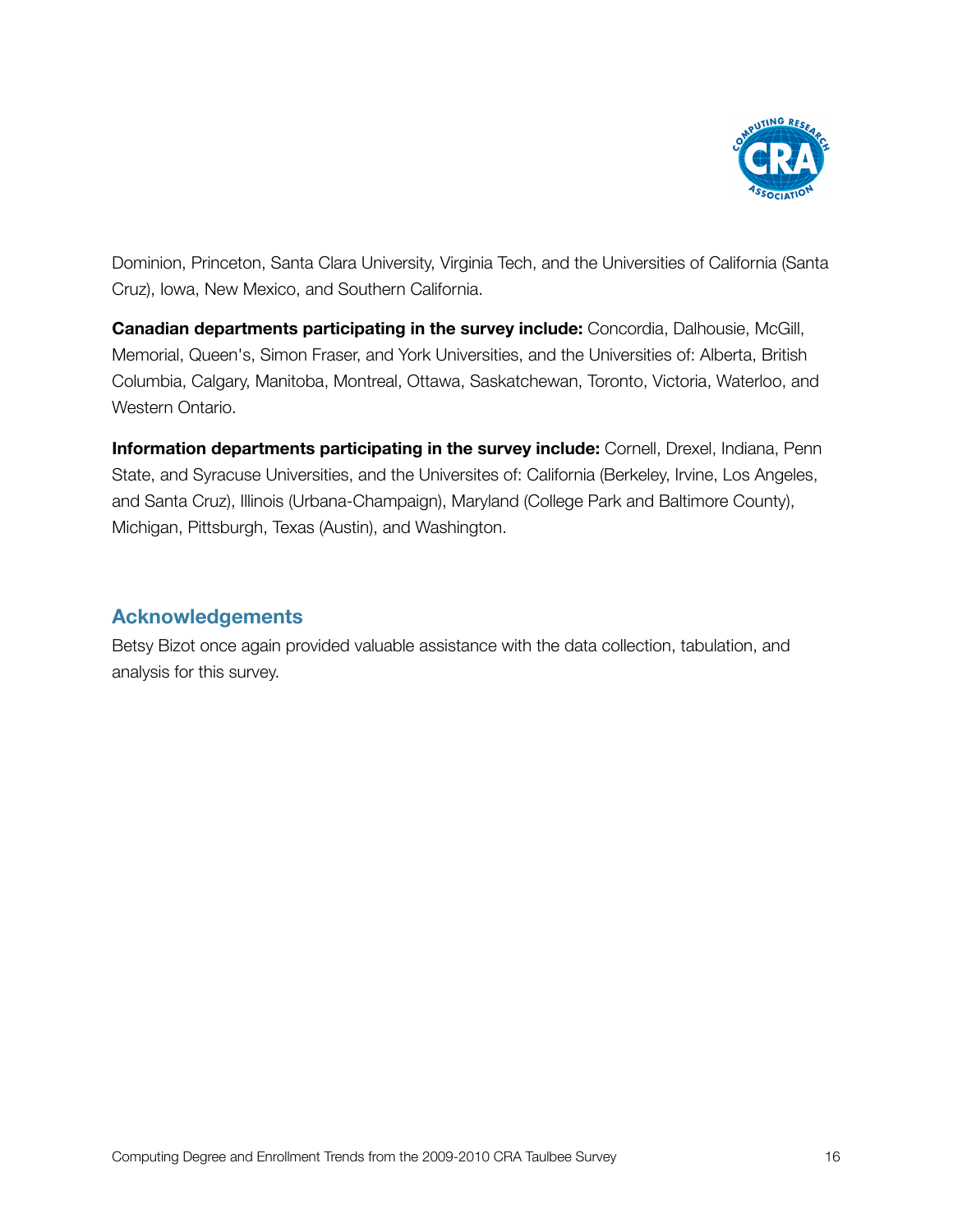Dominion, Princeton, Santa Clara University, Virginia Tech, and the Universities of California (Santa Cruz), Iowa, New Mexico, and Southern California.

**Canadian departments participating in the survey include:** Concordia, Dalhousie, McGill, Memorial, Queen's, Simon Fraser, and York Universities, and the Universities of: Alberta, British Columbia, Calgary, Manitoba, Montreal, Ottawa, Saskatchewan, Toronto, Victoria, Waterloo, and Western Ontario.

**Information departments participating in the survey include:** Cornell, Drexel, Indiana, Penn State, and Syracuse Universities, and the Universites of: California (Berkeley, Irvine, Los Angeles, and Santa Cruz), Illinois (Urbana-Champaign), Maryland (College Park and Baltimore County), Michigan, Pittsburgh, Texas (Austin), and Washington.

## Acknowledgements

Betsy Bizot once again provided valuable assistance with the data collection, tabulation, and analysis for this survey.